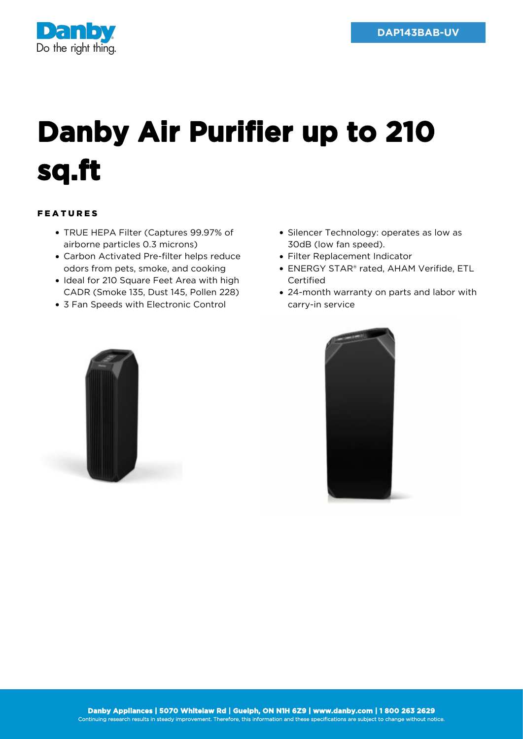DAP143BAB-UV

# Danby Air Purifier up to 210 sq.ft

## FEATURES

- TRUE HEPA Filter (Captures 99.97% of airborne particles 0.3 microns)
- Carbon Activated Pre-filter helps reduce odors from pets, smoke, and cooking
- Ideal for 210 Square Feet Area with high CADR (Smoke 135, Dust 145, Pollen 228)
- 3 Fan Speeds with Electronic Control
- Silencer Technology: operates as low as 30dB (low fan speed).
- Filter Replacement Indicator
- ENERGY STAR® rated, AHAM Verifide, ETL Certified
- 24-month warranty on parts and labor with carry-in service

**Danby Appliances | 5070 Whitelaw Rd | Guelph, ON N1H 6Z9 | www.danby.com | 1 800 263 2629**
Continuing research results in steady improvement. Therefore, this information and these specifications are subject to change without notice.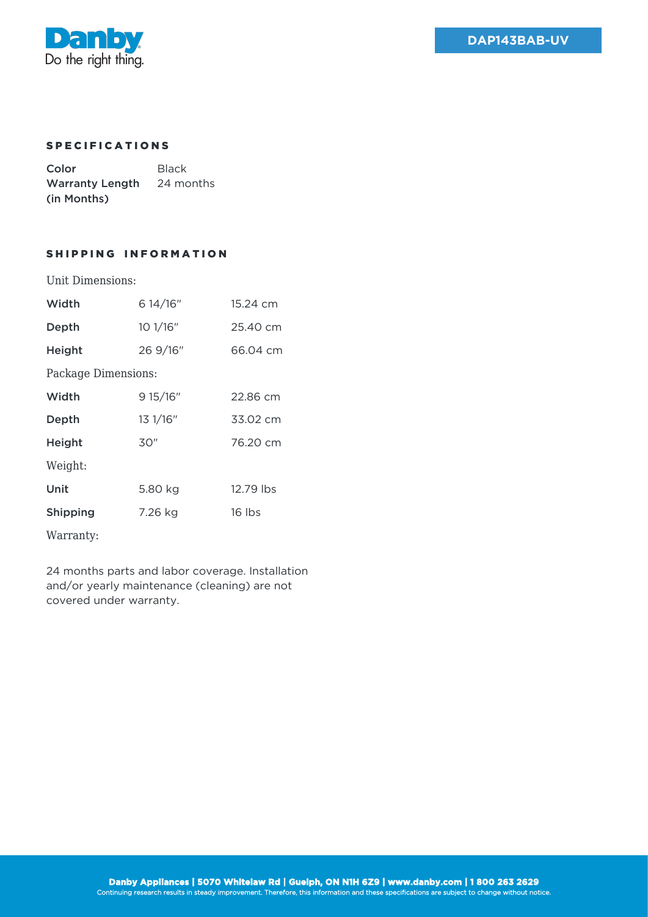DAP143BAB-UV

## SPECIFICATIONS

| | |
|---|---|
| **Color** | Black |
| **Warranty Length (in Months)** | 24 months |

## SHIPPING INFORMATION

Unit Dimensions:

| | | |
|---|---|---|
| **Width** | 6 14/16" | 15.24 cm |
| **Depth** | 10 1/16" | 25.40 cm |
| **Height** | 26 9/16" | 66.04 cm |

Package Dimensions:

| | | |
|---|---|---|
| **Width** | 9 15/16" | 22.86 cm |
| **Depth** | 13 1/16" | 33.02 cm |
| **Height** | 30" | 76.20 cm |

Weight:

| | | |
|---|---|---|
| **Unit** | 5.80 kg | 12.79 lbs |
| **Shipping** | 7.26 kg | 16 lbs |

Warranty:

24 months parts and labor coverage. Installation and/or yearly maintenance (cleaning) are not covered under warranty.

**Danby Appliances | 5070 Whitelaw Rd | Guelph, ON N1H 6Z9 | www.danby.com | 1 800 263 2629**
Continuing research results in steady improvement. Therefore, this information and these specifications are subject to change without notice.